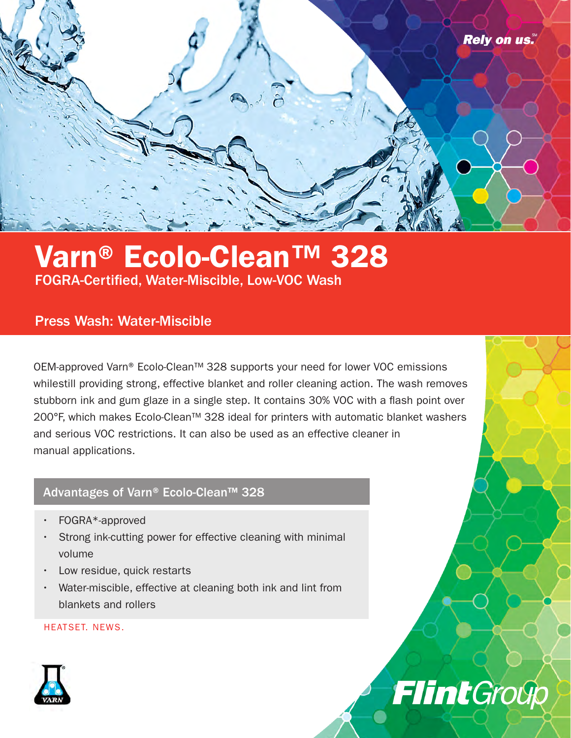Rely on us.℠

# Varn® Ecolo-Clean™ 328

FOGRA-Certified, Water-Miscible, Low-VOC Wash

## Press Wash: Water-Miscible

OEM-approved Varn® Ecolo-Clean™ 328 supports your need for lower VOC emissions whilestill providing strong, effective blanket and roller cleaning action. The wash removes stubborn ink and gum glaze in a single step. It contains 30% VOC with a flash point over 200°F, which makes Ecolo-Clean™ 328 ideal for printers with automatic blanket washers and serious VOC restrictions. It can also be used as an effective cleaner in manual applications.

### Advantages of Varn® Ecolo-Clean™ 328

- FOGRA*-approved
- Strong ink-cutting power for effective cleaning with minimal volume
- Low residue, quick restarts
- Water-miscible, effective at cleaning both ink and lint from blankets and rollers

HEATSET. NEWS.

VARN

FlintGroup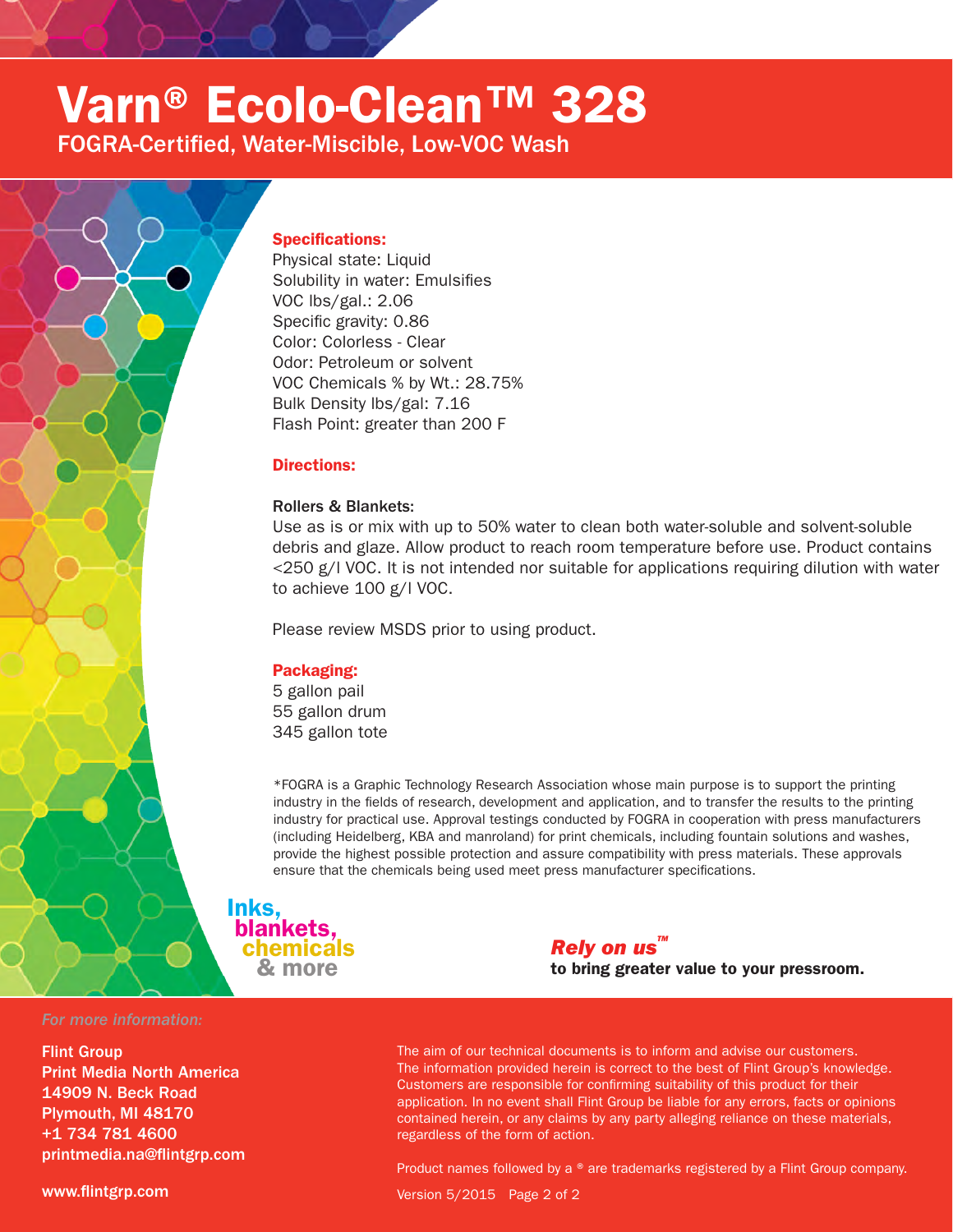# Varn® Ecolo-Clean™ 328

## FOGRA-Certified, Water-Miscible, Low-VOC Wash

### Specifications:

Physical state: Liquid
Solubility in water: Emulsifies
VOC lbs/gal.: 2.06
Specific gravity: 0.86
Color: Colorless - Clear
Odor: Petroleum or solvent
VOC Chemicals % by Wt.: 28.75%
Bulk Density lbs/gal: 7.16
Flash Point: greater than 200 F

### Directions:

**Rollers & Blankets:**
Use as is or mix with up to 50% water to clean both water-soluble and solvent-soluble debris and glaze. Allow product to reach room temperature before use. Product contains <250 g/l VOC. It is not intended nor suitable for applications requiring dilution with water to achieve 100 g/l VOC.

Please review MSDS prior to using product.

### Packaging:

5 gallon pail
55 gallon drum
345 gallon tote

*FOGRA is a Graphic Technology Research Association whose main purpose is to support the printing industry in the fields of research, development and application, and to transfer the results to the printing industry for practical use. Approval testings conducted by FOGRA in cooperation with press manufacturers (including Heidelberg, KBA and manroland) for print chemicals, including fountain solutions and washes, provide the highest possible protection and assure compatibility with press materials. These approvals ensure that the chemicals being used meet press manufacturer specifications.

**Inks, blankets, chemicals & more**

***Rely on us™***
**to bring greater value to your pressroom.**

*For more information:*

**Flint Group**
**Print Media North America**
**14909 N. Beck Road**
**Plymouth, MI 48170**
**+1 734 781 4600**
**printmedia.na@flintgrp.com**

**www.flintgrp.com**

The aim of our technical documents is to inform and advise our customers. The information provided herein is correct to the best of Flint Group's knowledge. Customers are responsible for confirming suitability of this product for their application. In no event shall Flint Group be liable for any errors, facts or opinions contained herein, or any claims by any party alleging reliance on these materials, regardless of the form of action.

Product names followed by a ® are trademarks registered by a Flint Group company.

Version 5/2015